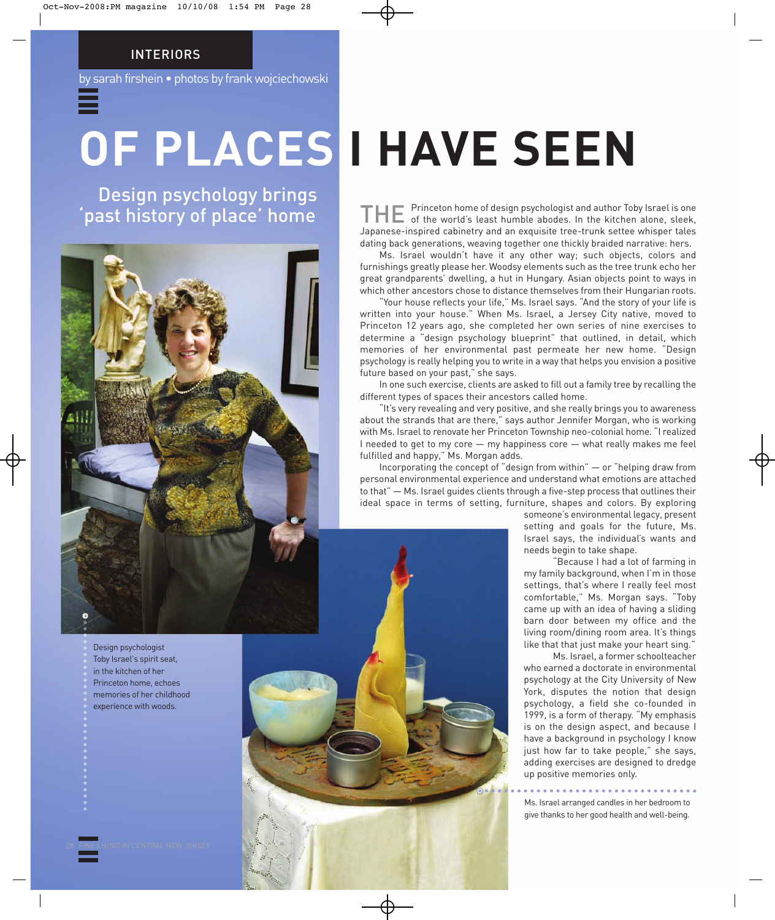INTERIORS

by sarah firshein • photos by frank wojciechowski

# OF PLACES I HAVE SEEN

## Design psychology brings 'past history of place' home

THE Princeton home of design psychologist and author Toby Israel is one of the world's least humble abodes. In the kitchen alone, sleek, Japanese-inspired cabinetry and an exquisite tree-trunk settee whisper tales dating back generations, weaving together one thickly braided narrative: hers.

Ms. Israel wouldn't have it any other way; such objects, colors and furnishings greatly please her. Woodsy elements such as the tree trunk echo her great grandparents' dwelling, a hut in Hungary. Asian objects point to ways in which other ancestors chose to distance themselves from their Hungarian roots.

"Your house reflects your life," Ms. Israel says. "And the story of your life is written into your house." When Ms. Israel, a Jersey City native, moved to Princeton 12 years ago, she completed her own series of nine exercises to determine a "design psychology blueprint" that outlined, in detail, which memories of her environmental past permeate her new home. "Design psychology is really helping you to write in a way that helps you envision a positive future based on your past," she says.

In one such exercise, clients are asked to fill out a family tree by recalling the different types of spaces their ancestors called home.

"It's very revealing and very positive, and she really brings you to awareness about the strands that are there," says author Jennifer Morgan, who is working with Ms. Israel to renovate her Princeton Township neo-colonial home. "I realized I needed to get to my core — my happiness core — what really makes me feel fulfilled and happy," Ms. Morgan adds.

Incorporating the concept of "design from within" — or "helping draw from personal environmental experience and understand what emotions are attached to that" — Ms. Israel guides clients through a five-step process that outlines their ideal space in terms of setting, furniture, shapes and colors. By exploring someone's environmental legacy, present setting and goals for the future, Ms. Israel says, the individual's wants and needs begin to take shape.

"Because I had a lot of farming in my family background, when I'm in those settings, that's where I really feel most comfortable," Ms. Morgan says. "Toby came up with an idea of having a sliding barn door between my office and the living room/dining room area. It's things like that that just make your heart sing."

Ms. Israel, a former schoolteacher who earned a doctorate in environmental psychology at the City University of New York, disputes the notion that design psychology, a field she co-founded in 1999, is a form of therapy. "My emphasis is on the design aspect, and because I have a background in psychology I know just how far to take people," she says, adding exercises are designed to dredge up positive memories only.

Design psychologist Toby Israel's spirit seat, in the kitchen of her Princeton home, echoes memories of her childhood experience with woods.

Ms. Israel arranged candles in her bedroom to give thanks to her good health and well-being.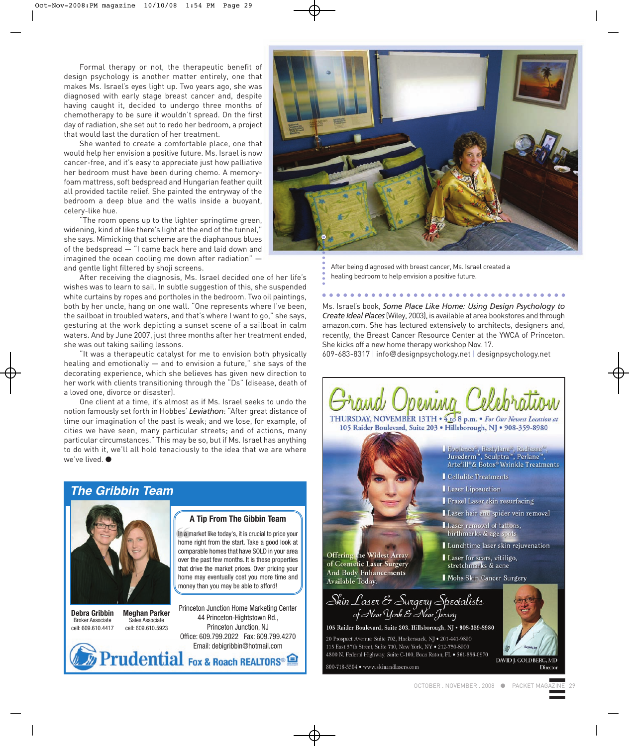Formal therapy or not, the therapeutic benefit of design psychology is another matter entirely, one that makes Ms. Israel's eyes light up. Two years ago, she was diagnosed with early stage breast cancer and, despite having caught it, decided to undergo three months of chemotherapy to be sure it wouldn't spread. On the first day of radiation, she set out to redo her bedroom, a project that would last the duration of her treatment.

She wanted to create a comfortable place, one that would help her envision a positive future. Ms. Israel is now cancer-free, and it's easy to appreciate just how palliative her bedroom must have been during chemo. A memory-foam mattress, soft bedspread and Hungarian feather quilt all provided tactile relief. She painted the entryway of the bedroom a deep blue and the walls inside a buoyant, celery-like hue.

"The room opens up to the lighter springtime green, widening, kind of like there's light at the end of the tunnel," she says. Mimicking that scheme are the diaphanous blues of the bedspread — "I came back here and laid down and imagined the ocean cooling me down after radiation" — and gentle light filtered by shoji screens.

After receiving the diagnosis, Ms. Israel decided one of her life's wishes was to learn to sail. In subtle suggestion of this, she suspended white curtains by ropes and portholes in the bedroom. Two oil paintings, both by her uncle, hang on one wall. "One represents where I've been, the sailboat in troubled waters, and that's where I want to go," she says, gesturing at the work depicting a sunset scene of a sailboat in calm waters. And by June 2007, just three months after her treatment ended, she was out taking sailing lessons.

"It was a therapeutic catalyst for me to envision both physically healing and emotionally — and to envision a future," she says of the decorating experience, which she believes has given new direction to her work with clients transitioning through the "Ds" (disease, death of a loved one, divorce or disaster).

One client at a time, it's almost as if Ms. Israel seeks to undo the notion famously set forth in Hobbes' *Leviathan*: "After great distance of time our imagination of the past is weak; and we lose, for example, of cities we have seen, many particular streets; and of actions, many particular circumstances." This may be so, but if Ms. Israel has anything to do with it, we'll all hold tenaciously to the idea that we are where we've lived. ●

After being diagnosed with breast cancer, Ms. Israel created a healing bedroom to help envision a positive future.

Ms. Israel's book, *Some Place Like Home: Using Design Psychology to Create Ideal Places* (Wiley, 2003), is available at area bookstores and through amazon.com. She has lectured extensively to architects, designers and, recently, the Breast Cancer Resource Center at the YWCA of Princeton. She kicks off a new home therapy workshop Nov. 17.
609-683-8317 | info@designpsychology.net | designpsychology.net

---

## The Gribbin Team

### A Tip From The Gibbin Team

In a market like today's, it is crucial to price your home right from the start. Take a good look at comparable homes that have SOLD in your area over the past few months. It is these properties that drive the market prices. Over pricing your home may eventually cost you more time and money than you may be able to afford!

**Debra Gribbin**
Broker Associate
cell: 609.610.4417

**Meghan Parker**
Sales Associate
cell: 609.610.5923

Princeton Junction Home Marketing Center
44 Princeton-Hightstown Rd.,
Princeton Junction, NJ
Office: 609.799.2022 Fax: 609.799.4270
Email: debigribbin@hotmail.com

Prudential Fox & Roach REALTORS®

---

## Grand Opening Celebration

THURSDAY, NOVEMBER 13TH • 4 to 8 p.m. • *For Our Newest Location at* 105 Raider Boulevard, Suite 203 • Hillsborough, NJ • 908-359-8980

- Evolence®, Restylane®, Radiesse™, Juvederm™, Sculptra™, Perlane™, Artefill® & Botox® Wrinkle Treatments
- Cellulite Treatments
- Laser Liposuction
- Fraxel Laser skin resurfacing
- Laser hair and spider vein removal
- Laser removal of tattoos, birthmarks & age spots
- Lunchtime laser skin rejuvenation
- Laser for scars, vitiligo, stretchmarks & acne
- Mohs Skin Cancer Surgery

Offering the Widest Array of Cosmetic Laser Surgery And Body Enhancements Available Today.

**Skin Laser & Surgery Specialists of New York & New Jersey**

105 Raider Boulevard, Suite 203, Hillsborough, NJ • 908-359-8980
20 Prospect Avenue, Suite 702, Hackensack, NJ • 201-441-9890
115 East 57th Street, Suite 710, New York, NY • 212-750-8900
4800 N. Federal Highway, Suite C-100, Boca Raton, FL • 561-886-0970
800-718-5504 • www.skinandlasers.com

DAVID J. GOLDBERG, MD
Director